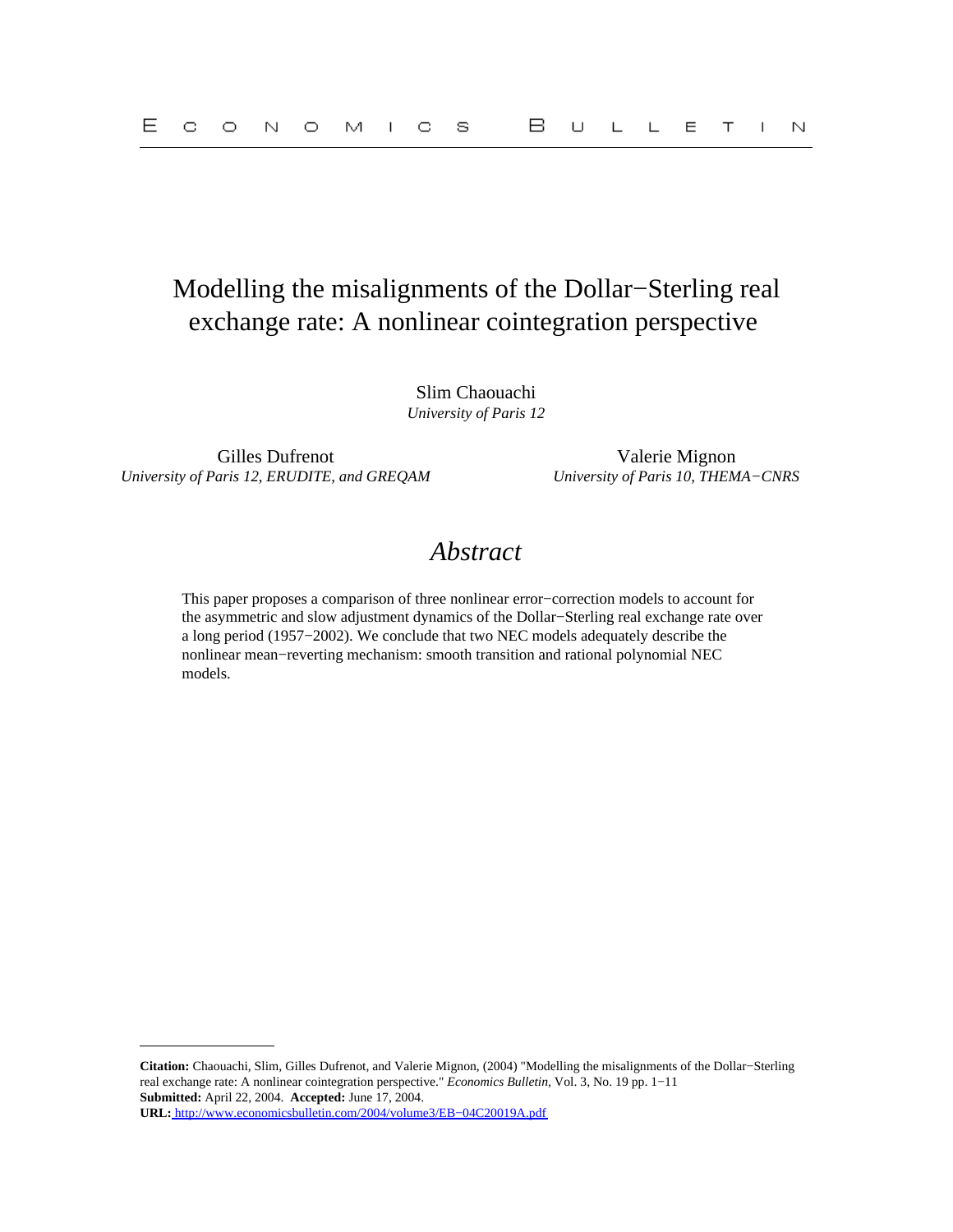# Modelling the misalignments of the Dollar−Sterling real exchange rate: A nonlinear cointegration perspective

Slim Chaouachi
*University of Paris 12*

Gilles Dufrenot
*University of Paris 12, ERUDITE, and GREQAM*

Valerie Mignon
*University of Paris 10, THEMA−CNRS*

## *Abstract*

This paper proposes a comparison of three nonlinear error−correction models to account for the asymmetric and slow adjustment dynamics of the Dollar−Sterling real exchange rate over a long period (1957−2002). We conclude that two NEC models adequately describe the nonlinear mean−reverting mechanism: smooth transition and rational polynomial NEC models.

---

**Citation:** Chaouachi, Slim, Gilles Dufrenot, and Valerie Mignon, (2004) "Modelling the misalignments of the Dollar−Sterling real exchange rate: A nonlinear cointegration perspective." *Economics Bulletin*, Vol. 3, No. 19 pp. 1−11
**Submitted:** April 22, 2004. **Accepted:** June 17, 2004.
**URL:** http://www.economicsbulletin.com/2004/volume3/EB−04C20019A.pdf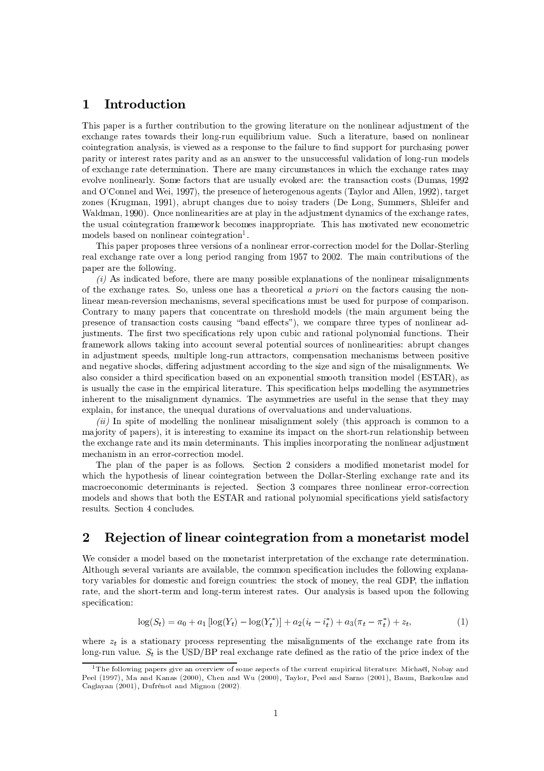# 1 Introduction

This paper is a further contribution to the growing literature on the nonlinear adjustment of the exchange rates towards their long-run equilibrium value. Such a literature, based on nonlinear cointegration analysis, is viewed as a response to the failure to find support for purchasing power parity or interest rates parity and as an answer to the unsuccessful validation of long-run models of exchange rate determination. There are many circumstances in which the exchange rates may evolve nonlinearly. Some factors that are usually evoked are: the transaction costs (Dumas, 1992 and O'Connel and Wei, 1997), the presence of heterogenous agents (Taylor and Allen, 1992), target zones (Krugman, 1991), abrupt changes due to noisy traders (De Long, Summers, Shleifer and Waldman, 1990). Once nonlinearities are at play in the adjustment dynamics of the exchange rates, the usual cointegration framework becomes inappropriate. This has motivated new econometric models based on nonlinear cointegration[1].

This paper proposes three versions of a nonlinear error-correction model for the Dollar-Sterling real exchange rate over a long period ranging from 1957 to 2002. The main contributions of the paper are the following.

*(i)* As indicated before, there are many possible explanations of the nonlinear misalignments of the exchange rates. So, unless one has a theoretical *a priori* on the factors causing the nonlinear mean-reversion mechanisms, several specifications must be used for purpose of comparison. Contrary to many papers that concentrate on threshold models (the main argument being the presence of transaction costs causing "band effects"), we compare three types of nonlinear adjustments. The first two specifications rely upon cubic and rational polynomial functions. Their framework allows taking into account several potential sources of nonlinearities: abrupt changes in adjustment speeds, multiple long-run attractors, compensation mechanisms between positive and negative shocks, differing adjustment according to the size and sign of the misalignments. We also consider a third specification based on an exponential smooth transition model (ESTAR), as is usually the case in the empirical literature. This specification helps modelling the asymmetries inherent to the misalignment dynamics. The asymmetries are useful in the sense that they may explain, for instance, the unequal durations of overvaluations and undervaluations.

*(ii)* In spite of modelling the nonlinear misalignment solely (this approach is common to a majority of papers), it is interesting to examine its impact on the short-run relationship between the exchange rate and its main determinants. This implies incorporating the nonlinear adjustment mechanism in an error-correction model.

The plan of the paper is as follows. Section 2 considers a modified monetarist model for which the hypothesis of linear cointegration between the Dollar-Sterling exchange rate and its macroeconomic determinants is rejected. Section 3 compares three nonlinear error-correction models and shows that both the ESTAR and rational polynomial specifications yield satisfactory results. Section 4 concludes.

# 2 Rejection of linear cointegration from a monetarist model

We consider a model based on the monetarist interpretation of the exchange rate determination. Although several variants are available, the common specification includes the following explanatory variables for domestic and foreign countries: the stock of money, the real GDP, the inflation rate, and the short-term and long-term interest rates. Our analysis is based upon the following specification:

$$\log(S_t) = a_0 + a_1 \left[\log(Y_t) - \log(Y_t^*)\right] + a_2(i_t - i_t^*) + a_3(\pi_t - \pi_t^*) + z_t, \tag{1}$$

where $z_t$ is a stationary process representing the misalignments of the exchange rate from its long-run value. $S_t$ is the USD/BP real exchange rate defined as the ratio of the price index of the

[1] The following papers give an overview of some aspects of the current empirical literature: Michaël, Nobay and Peel (1997), Ma and Kanas (2000), Chen and Wu (2000), Taylor, Peel and Sarno (2001), Baum, Barkoulas and Caglayan (2001), Dufrénot and Mignon (2002).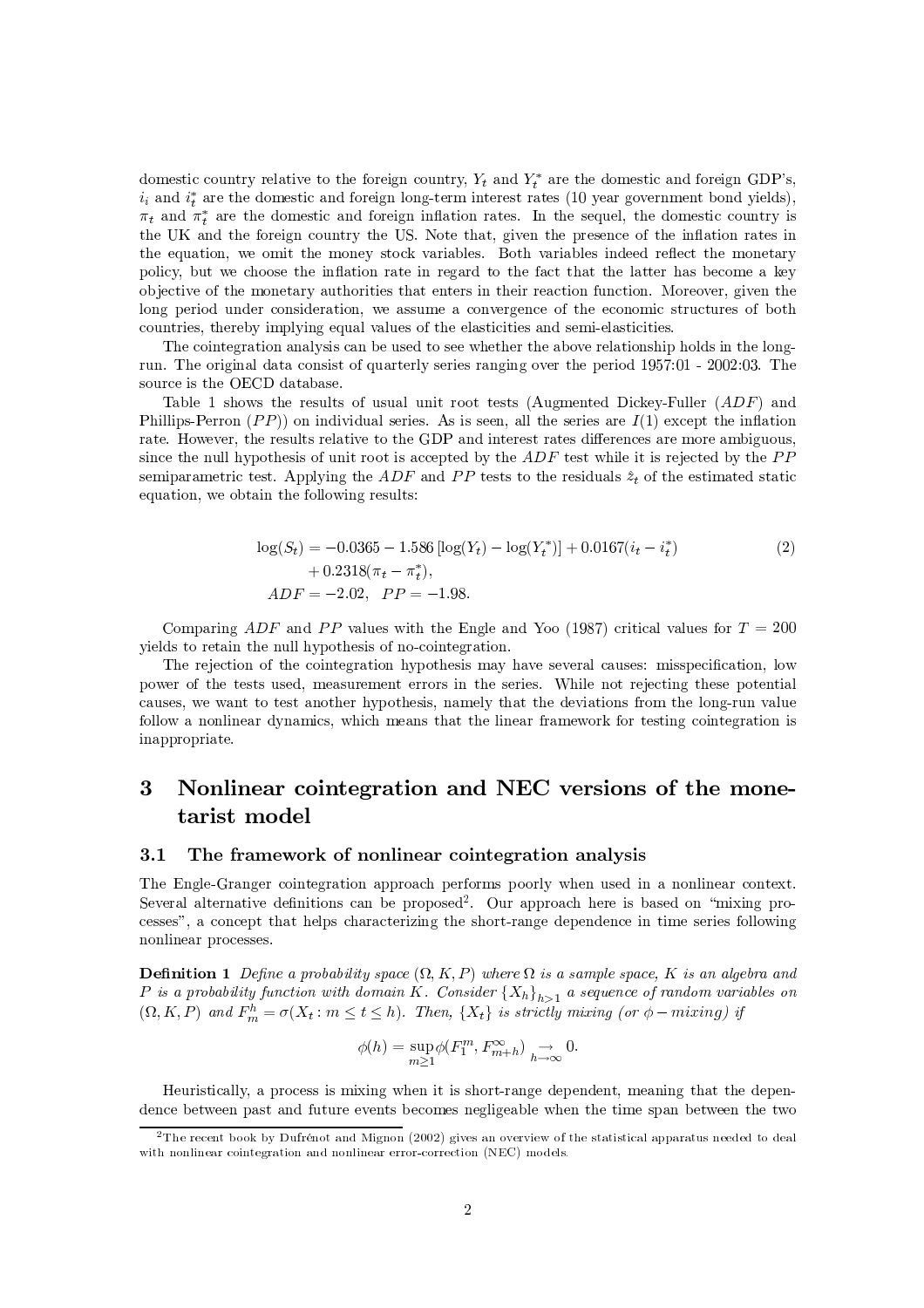domestic country relative to the foreign country, $Y_t$ and $Y_t^*$ are the domestic and foreign GDP's, $i_i$ and $i_t^*$ are the domestic and foreign long-term interest rates (10 year government bond yields), $\pi_t$ and $\pi_t^*$ are the domestic and foreign inflation rates. In the sequel, the domestic country is the UK and the foreign country the US. Note that, given the presence of the inflation rates in the equation, we omit the money stock variables. Both variables indeed reflect the monetary policy, but we choose the inflation rate in regard to the fact that the latter has become a key objective of the monetary authorities that enters in their reaction function. Moreover, given the long period under consideration, we assume a convergence of the economic structures of both countries, thereby implying equal values of the elasticities and semi-elasticities.

The cointegration analysis can be used to see whether the above relationship holds in the long-run. The original data consist of quarterly series ranging over the period 1957:01 - 2002:03. The source is the OECD database.

Table 1 shows the results of usual unit root tests (Augmented Dickey-Fuller ($ADF$) and Phillips-Perron ($PP$)) on individual series. As is seen, all the series are $I(1)$ except the inflation rate. However, the results relative to the GDP and interest rates differences are more ambiguous, since the null hypothesis of unit root is accepted by the $ADF$ test while it is rejected by the $PP$ semiparametric test. Applying the $ADF$ and $PP$ tests to the residuals $\hat{z}_t$ of the estimated static equation, we obtain the following results:

$$
\begin{aligned}
\log(S_t) &= -0.0365 - 1.586\,[\log(Y_t) - \log(Y_t^*)] + 0.0167(i_t - i_t^*) \\
&\quad + 0.2318(\pi_t - \pi_t^*), \\
ADF &= -2.02, \quad PP = -1.98.
\end{aligned} \tag{2}
$$

Comparing $ADF$ and $PP$ values with the Engle and Yoo (1987) critical values for $T = 200$ yields to retain the null hypothesis of no-cointegration.

The rejection of the cointegration hypothesis may have several causes: misspecification, low power of the tests used, measurement errors in the series. While not rejecting these potential causes, we want to test another hypothesis, namely that the deviations from the long-run value follow a nonlinear dynamics, which means that the linear framework for testing cointegration is inappropriate.

# 3 Nonlinear cointegration and NEC versions of the monetarist model

## 3.1 The framework of nonlinear cointegration analysis

The Engle-Granger cointegration approach performs poorly when used in a nonlinear context. Several alternative definitions can be proposed[2]. Our approach here is based on "mixing processes", a concept that helps characterizing the short-range dependence in time series following nonlinear processes.

**Definition 1** *Define a probability space $(\Omega, K, P)$ where $\Omega$ is a sample space, $K$ is an algebra and $P$ is a probability function with domain $K$. Consider $\{X_h\}_{h>1}$ a sequence of random variables on $(\Omega, K, P)$ and $F_m^h = \sigma(X_t : m \leq t \leq h)$. Then, $\{X_t\}$ is strictly mixing (or $\phi-mixing$) if*

$$
\phi(h) = \sup_{m \geq 1} \phi(F_1^m, F_{m+h}^{\infty}) \underset{h \to \infty}{\to} 0.
$$

Heuristically, a process is mixing when it is short-range dependent, meaning that the dependence between past and future events becomes negligeable when the time span between the two

[2] The recent book by Dufrénot and Mignon (2002) gives an overview of the statistical apparatus needed to deal with nonlinear cointegration and nonlinear error-correction (NEC) models.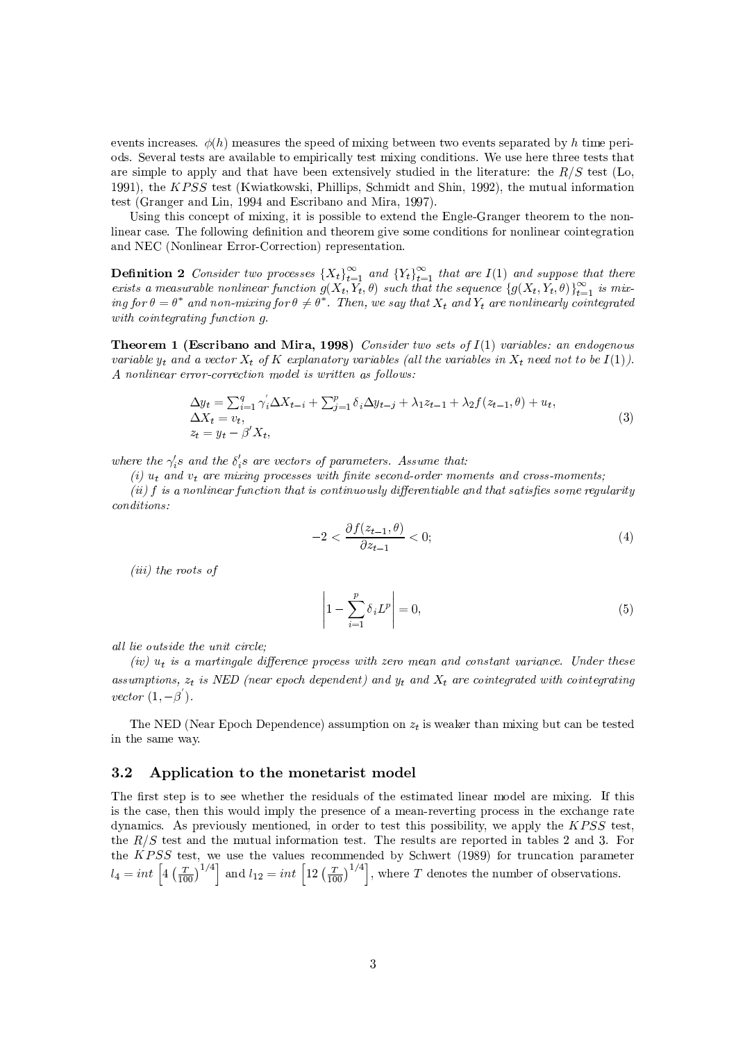events increases. $\phi(h)$ measures the speed of mixing between two events separated by $h$ time periods. Several tests are available to empirically test mixing conditions. We use here three tests that are simple to apply and that have been extensively studied in the literature: the $R/S$ test (Lo, 1991), the $KPSS$ test (Kwiatkowski, Phillips, Schmidt and Shin, 1992), the mutual information test (Granger and Lin, 1994 and Escribano and Mira, 1997).

Using this concept of mixing, it is possible to extend the Engle-Granger theorem to the nonlinear case. The following definition and theorem give some conditions for nonlinear cointegration and NEC (Nonlinear Error-Correction) representation.

**Definition 2** *Consider two processes $\{X_t\}_{t=1}^{\infty}$ and $\{Y_t\}_{t=1}^{\infty}$ that are $I(1)$ and suppose that there exists a measurable nonlinear function $g(X_t, Y_t, \theta)$ such that the sequence $\{g(X_t, Y_t, \theta)\}_{t=1}^{\infty}$ is mixing for $\theta = \theta^*$ and non-mixing for $\theta \neq \theta^*$. Then, we say that $X_t$ and $Y_t$ are nonlinearly cointegrated with cointegrating function $g$.*

**Theorem 1 (Escribano and Mira, 1998)** *Consider two sets of $I(1)$ variables: an endogenous variable $y_t$ and a vector $X_t$ of $K$ explanatory variables (all the variables in $X_t$ need not to be $I(1)$). A nonlinear error-correction model is written as follows:*

$$
\begin{aligned}
&\Delta y_t = \textstyle\sum_{i=1}^{q} \gamma_i^{'} \Delta X_{t-i} + \sum_{j=1}^{p} \delta_i \Delta y_{t-j} + \lambda_1 z_{t-1} + \lambda_2 f(z_{t-1}, \theta) + u_t, \\
&\Delta X_t = v_t, \\
&z_t = y_t - \beta' X_t,
\end{aligned}
\tag{3}
$$

*where the $\gamma_i^{\prime}s$ and the $\delta_i^{\prime}s$ are vectors of parameters. Assume that:*

*(i) $u_t$ and $v_t$ are mixing processes with finite second-order moments and cross-moments;*

*(ii) $f$ is a nonlinear function that is continuously differentiable and that satisfies some regularity conditions:*

$$
-2 < \frac{\partial f(z_{t-1}, \theta)}{\partial z_{t-1}} < 0; \tag{4}
$$

*(iii) the roots of*

$$
\left| 1 - \sum_{i=1}^{p} \delta_i L^p \right| = 0, \tag{5}
$$

*all lie outside the unit circle;*

*(iv) $u_t$ is a martingale difference process with zero mean and constant variance. Under these assumptions, $z_t$ is NED (near epoch dependent) and $y_t$ and $X_t$ are cointegrated with cointegrating vector $(1, -\beta^{'})$.*

The NED (Near Epoch Dependence) assumption on $z_t$ is weaker than mixing but can be tested in the same way.

## 3.2 Application to the monetarist model

The first step is to see whether the residuals of the estimated linear model are mixing. If this is the case, then this would imply the presence of a mean-reverting process in the exchange rate dynamics. As previously mentioned, in order to test this possibility, we apply the $KPSS$ test, the $R/S$ test and the mutual information test. The results are reported in tables 2 and 3. For the $KPSS$ test, we use the values recommended by Schwert (1989) for truncation parameter $l_4 = int\left[4\left(\frac{T}{100}\right)^{1/4}\right]$ and $l_{12} = int\left[12\left(\frac{T}{100}\right)^{1/4}\right]$, where $T$ denotes the number of observations.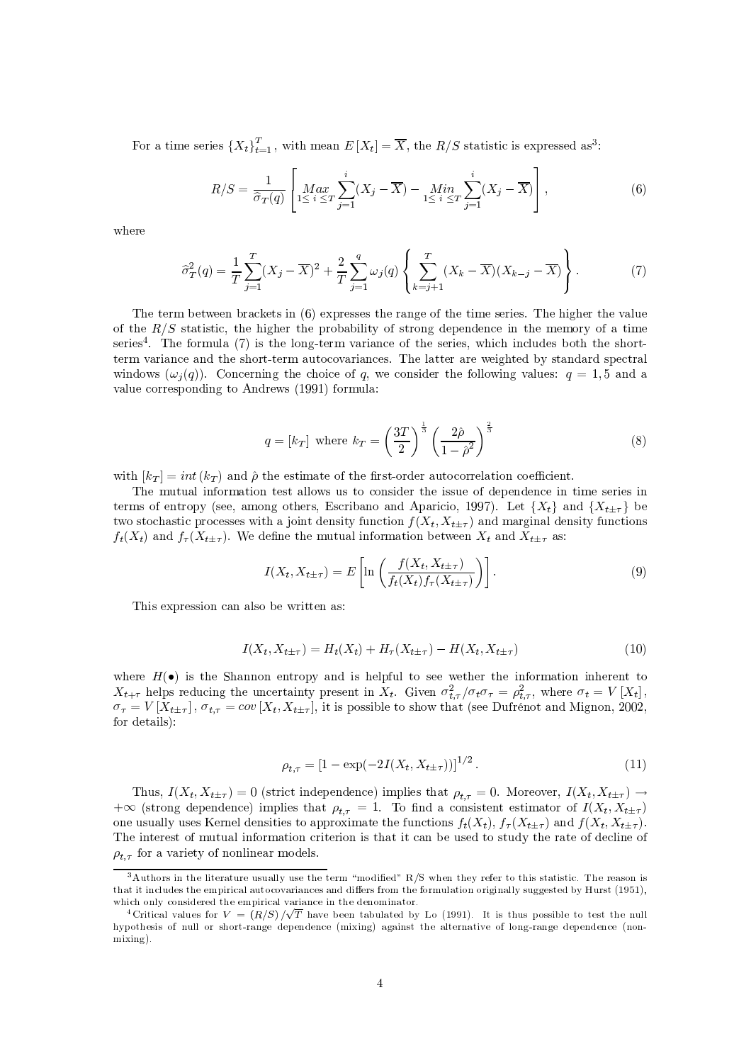For a time series $\{X_t\}_{t=1}^T$, with mean $E[X_t] = \overline{X}$, the $R/S$ statistic is expressed as[3]:

$$R/S = \frac{1}{\widehat{\sigma}_T(q)} \left[ \underset{1 \leq i \leq T}{Max} \sum_{j=1}^{i} (X_j - \overline{X}) - \underset{1 \leq i \leq T}{Min} \sum_{j=1}^{i} (X_j - \overline{X}) \right], \tag{6}$$

where

$$\widehat{\sigma}_T^2(q) = \frac{1}{T} \sum_{j=1}^{T} (X_j - \overline{X})^2 + \frac{2}{T} \sum_{j=1}^{q} \omega_j(q) \left\{ \sum_{k=j+1}^{T} (X_k - \overline{X})(X_{k-j} - \overline{X}) \right\}. \tag{7}$$

The term between brackets in (6) expresses the range of the time series. The higher the value of the $R/S$ statistic, the higher the probability of strong dependence in the memory of a time series[4]. The formula (7) is the long-term variance of the series, which includes both the short-term variance and the short-term autocovariances. The latter are weighted by standard spectral windows ($\omega_j(q)$). Concerning the choice of $q$, we consider the following values: $q = 1, 5$ and a value corresponding to Andrews (1991) formula:

$$q = [k_T] \text{ where } k_T = \left(\frac{3T}{2}\right)^{\frac{1}{3}} \left(\frac{2\hat{\rho}}{1-\hat{\rho}^2}\right)^{\frac{2}{3}} \tag{8}$$

with $[k_T] = int(k_T)$ and $\hat{\rho}$ the estimate of the first-order autocorrelation coefficient.

The mutual information test allows us to consider the issue of dependence in time series in terms of entropy (see, among others, Escribano and Aparicio, 1997). Let $\{X_t\}$ and $\{X_{t\pm\tau}\}$ be two stochastic processes with a joint density function $f(X_t, X_{t\pm\tau})$ and marginal density functions $f_t(X_t)$ and $f_\tau(X_{t\pm\tau})$. We define the mutual information between $X_t$ and $X_{t\pm\tau}$ as:

$$I(X_t, X_{t\pm\tau}) = E\left[\ln\left(\frac{f(X_t, X_{t\pm\tau})}{f_t(X_t) f_\tau(X_{t\pm\tau})}\right)\right]. \tag{9}$$

This expression can also be written as:

$$I(X_t, X_{t\pm\tau}) = H_t(X_t) + H_\tau(X_{t\pm\tau}) - H(X_t, X_{t\pm\tau}) \tag{10}$$

where $H(\bullet)$ is the Shannon entropy and is helpful to see wether the information inherent to $X_{t+\tau}$ helps reducing the uncertainty present in $X_t$. Given $\sigma_{t,\tau}^2/\sigma_t\sigma_\tau = \rho_{t,\tau}^2$, where $\sigma_t = V[X_t]$, $\sigma_\tau = V[X_{t\pm\tau}]$, $\sigma_{t,\tau} = cov[X_t, X_{t\pm\tau}]$, it is possible to show that (see Dufrénot and Mignon, 2002, for details):

$$\rho_{t,\tau} = \left[1 - \exp(-2I(X_t, X_{t\pm\tau}))\right]^{1/2}. \tag{11}$$

Thus, $I(X_t, X_{t\pm\tau}) = 0$ (strict independence) implies that $\rho_{t,\tau} = 0$. Moreover, $I(X_t, X_{t\pm\tau}) \to +\infty$ (strong dependence) implies that $\rho_{t,\tau} = 1$. To find a consistent estimator of $I(X_t, X_{t\pm\tau})$ one usually uses Kernel densities to approximate the functions $f_t(X_t)$, $f_\tau(X_{t\pm\tau})$ and $f(X_t, X_{t\pm\tau})$. The interest of mutual information criterion is that it can be used to study the rate of decline of $\rho_{t,\tau}$ for a variety of nonlinear models.

---

[3] Authors in the literature usually use the term "modified" R/S when they refer to this statistic. The reason is that it includes the empirical autocovariances and differs from the formulation originally suggested by Hurst (1951), which only considered the empirical variance in the denominator.

[4] Critical values for $V = (R/S)/\sqrt{T}$ have been tabulated by Lo (1991). It is thus possible to test the null hypothesis of null or short-range dependence (mixing) against the alternative of long-range dependence (non-mixing).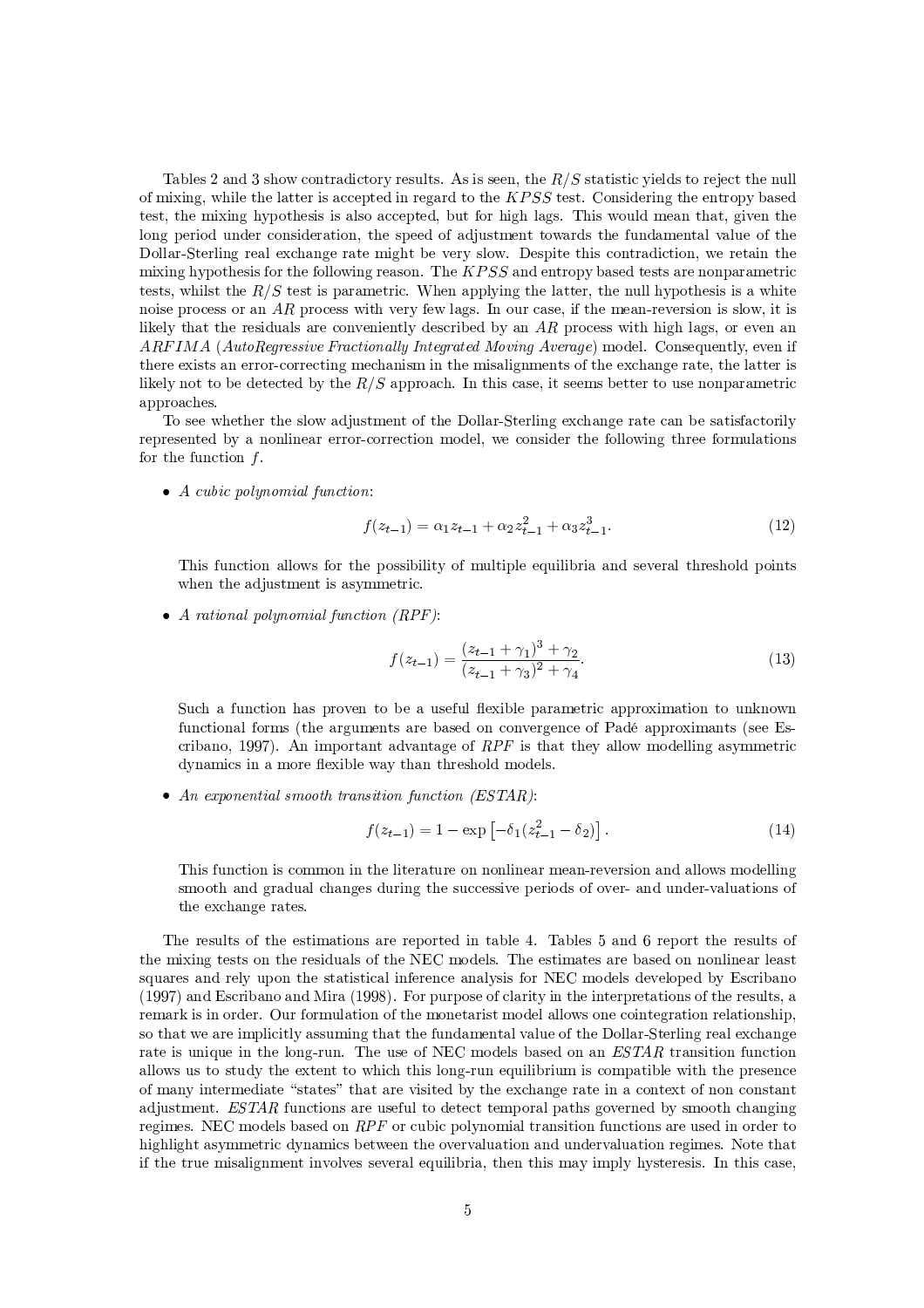Tables 2 and 3 show contradictory results. As is seen, the $R/S$ statistic yields to reject the null of mixing, while the latter is accepted in regard to the $KPSS$ test. Considering the entropy based test, the mixing hypothesis is also accepted, but for high lags. This would mean that, given the long period under consideration, the speed of adjustment towards the fundamental value of the Dollar-Sterling real exchange rate might be very slow. Despite this contradiction, we retain the mixing hypothesis for the following reason. The $KPSS$ and entropy based tests are nonparametric tests, whilst the $R/S$ test is parametric. When applying the latter, the null hypothesis is a white noise process or an $AR$ process with very few lags. In our case, if the mean-reversion is slow, it is likely that the residuals are conveniently described by an $AR$ process with high lags, or even an $ARFIMA$ (*AutoRegressive Fractionally Integrated Moving Average*) model. Consequently, even if there exists an error-correcting mechanism in the misalignments of the exchange rate, the latter is likely not to be detected by the $R/S$ approach. In this case, it seems better to use nonparametric approaches.

To see whether the slow adjustment of the Dollar-Sterling exchange rate can be satisfactorily represented by a nonlinear error-correction model, we consider the following three formulations for the function $f$.

- *A cubic polynomial function*:

$$f(z_{t-1}) = \alpha_1 z_{t-1} + \alpha_2 z_{t-1}^2 + \alpha_3 z_{t-1}^3. \tag{12}$$

  This function allows for the possibility of multiple equilibria and several threshold points when the adjustment is asymmetric.

- *A rational polynomial function (RPF)*:

$$f(z_{t-1}) = \frac{(z_{t-1} + \gamma_1)^3 + \gamma_2}{(z_{t-1} + \gamma_3)^2 + \gamma_4}. \tag{13}$$

  Such a function has proven to be a useful flexible parametric approximation to unknown functional forms (the arguments are based on convergence of Padé approximants (see Escribano, 1997). An important advantage of $RPF$ is that they allow modelling asymmetric dynamics in a more flexible way than threshold models.

- *An exponential smooth transition function (ESTAR)*:

$$f(z_{t-1}) = 1 - \exp\left[-\delta_1(z_{t-1}^2 - \delta_2)\right]. \tag{14}$$

  This function is common in the literature on nonlinear mean-reversion and allows modelling smooth and gradual changes during the successive periods of over- and under-valuations of the exchange rates.

The results of the estimations are reported in table 4. Tables 5 and 6 report the results of the mixing tests on the residuals of the NEC models. The estimates are based on nonlinear least squares and rely upon the statistical inference analysis for NEC models developed by Escribano (1997) and Escribano and Mira (1998). For purpose of clarity in the interpretations of the results, a remark is in order. Our formulation of the monetarist model allows one cointegration relationship, so that we are implicitly assuming that the fundamental value of the Dollar-Sterling real exchange rate is unique in the long-run. The use of NEC models based on an $ESTAR$ transition function allows us to study the extent to which this long-run equilibrium is compatible with the presence of many intermediate "states" that are visited by the exchange rate in a context of non constant adjustment. $ESTAR$ functions are useful to detect temporal paths governed by smooth changing regimes. NEC models based on $RPF$ or cubic polynomial transition functions are used in order to highlight asymmetric dynamics between the overvaluation and undervaluation regimes. Note that if the true misalignment involves several equilibria, then this may imply hysteresis. In this case,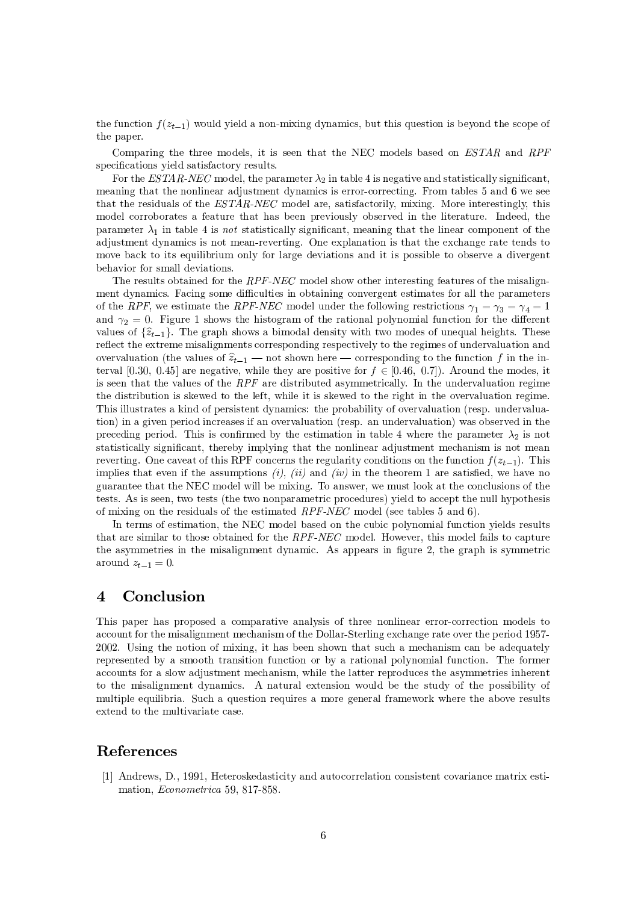the function $f(z_{t-1})$ would yield a non-mixing dynamics, but this question is beyond the scope of the paper.

Comparing the three models, it is seen that the NEC models based on *ESTAR* and *RPF* specifications yield satisfactory results.

For the *ESTAR-NEC* model, the parameter $\lambda_2$ in table 4 is negative and statistically significant, meaning that the nonlinear adjustment dynamics is error-correcting. From tables 5 and 6 we see that the residuals of the *ESTAR-NEC* model are, satisfactorily, mixing. More interestingly, this model corroborates a feature that has been previously observed in the literature. Indeed, the parameter $\lambda_1$ in table 4 is *not* statistically significant, meaning that the linear component of the adjustment dynamics is not mean-reverting. One explanation is that the exchange rate tends to move back to its equilibrium only for large deviations and it is possible to observe a divergent behavior for small deviations.

The results obtained for the *RPF-NEC* model show other interesting features of the misalignment dynamics. Facing some difficulties in obtaining convergent estimates for all the parameters of the *RPF*, we estimate the *RPF-NEC* model under the following restrictions $\gamma_1 = \gamma_3 = \gamma_4 = 1$ and $\gamma_2 = 0$. Figure 1 shows the histogram of the rational polynomial function for the different values of $\{\widehat{z}_{t-1}\}$. The graph shows a bimodal density with two modes of unequal heights. These reflect the extreme misalignments corresponding respectively to the regimes of undervaluation and overvaluation (the values of $\widehat{z}_{t-1}$ — not shown here — corresponding to the function $f$ in the interval $[0.30,\ 0.45]$ are negative, while they are positive for $f \in [0.46,\ 0.7]$). Around the modes, it is seen that the values of the *RPF* are distributed asymmetrically. In the undervaluation regime the distribution is skewed to the left, while it is skewed to the right in the overvaluation regime. This illustrates a kind of persistent dynamics: the probability of overvaluation (resp. undervaluation) in a given period increases if an overvaluation (resp. an undervaluation) was observed in the preceding period. This is confirmed by the estimation in table 4 where the parameter $\lambda_2$ is not statistically significant, thereby implying that the nonlinear adjustment mechanism is not mean reverting. One caveat of this RPF concerns the regularity conditions on the function $f(z_{t-1})$. This implies that even if the assumptions *(i)*, *(ii)* and *(iv)* in the theorem 1 are satisfied, we have no guarantee that the NEC model will be mixing. To answer, we must look at the conclusions of the tests. As is seen, two tests (the two nonparametric procedures) yield to accept the null hypothesis of mixing on the residuals of the estimated *RPF-NEC* model (see tables 5 and 6).

In terms of estimation, the NEC model based on the cubic polynomial function yields results that are similar to those obtained for the *RPF-NEC* model. However, this model fails to capture the asymmetries in the misalignment dynamic. As appears in figure 2, the graph is symmetric around $z_{t-1} = 0$.

## 4 Conclusion

This paper has proposed a comparative analysis of three nonlinear error-correction models to account for the misalignment mechanism of the Dollar-Sterling exchange rate over the period 1957-2002. Using the notion of mixing, it has been shown that such a mechanism can be adequately represented by a smooth transition function or by a rational polynomial function. The former accounts for a slow adjustment mechanism, while the latter reproduces the asymmetries inherent to the misalignment dynamics. A natural extension would be the study of the possibility of multiple equilibria. Such a question requires a more general framework where the above results extend to the multivariate case.

## References

[1] Andrews, D., 1991, Heteroskedasticity and autocorrelation consistent covariance matrix estimation, *Econometrica* 59, 817-858.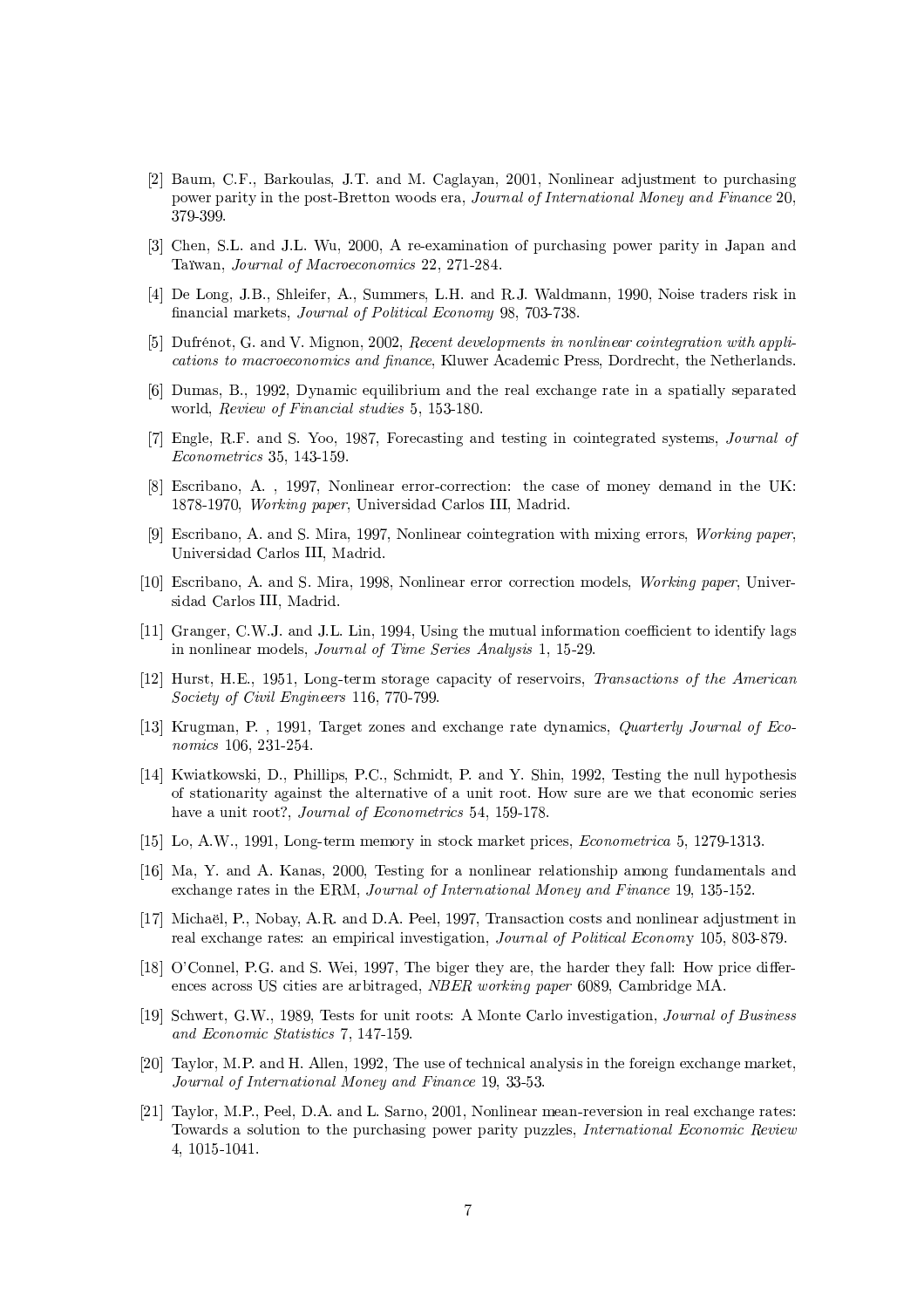[2] Baum, C.F., Barkoulas, J.T. and M. Caglayan, 2001, Nonlinear adjustment to purchasing power parity in the post-Bretton woods era, *Journal of International Money and Finance* 20, 379-399.

[3] Chen, S.L. and J.L. Wu, 2000, A re-examination of purchasing power parity in Japan and Taïwan, *Journal of Macroeconomics* 22, 271-284.

[4] De Long, J.B., Shleifer, A., Summers, L.H. and R.J. Waldmann, 1990, Noise traders risk in financial markets, *Journal of Political Economy* 98, 703-738.

[5] Dufrénot, G. and V. Mignon, 2002, *Recent developments in nonlinear cointegration with applications to macroeconomics and finance*, Kluwer Academic Press, Dordrecht, the Netherlands.

[6] Dumas, B., 1992, Dynamic equilibrium and the real exchange rate in a spatially separated world, *Review of Financial studies* 5, 153-180.

[7] Engle, R.F. and S. Yoo, 1987, Forecasting and testing in cointegrated systems, *Journal of Econometrics* 35, 143-159.

[8] Escribano, A. , 1997, Nonlinear error-correction: the case of money demand in the UK: 1878-1970, *Working paper*, Universidad Carlos III, Madrid.

[9] Escribano, A. and S. Mira, 1997, Nonlinear cointegration with mixing errors, *Working paper*, Universidad Carlos III, Madrid.

[10] Escribano, A. and S. Mira, 1998, Nonlinear error correction models, *Working paper*, Universidad Carlos III, Madrid.

[11] Granger, C.W.J. and J.L. Lin, 1994, Using the mutual information coefficient to identify lags in nonlinear models, *Journal of Time Series Analysis* 1, 15-29.

[12] Hurst, H.E., 1951, Long-term storage capacity of reservoirs, *Transactions of the American Society of Civil Engineers* 116, 770-799.

[13] Krugman, P. , 1991, Target zones and exchange rate dynamics, *Quarterly Journal of Economics* 106, 231-254.

[14] Kwiatkowski, D., Phillips, P.C., Schmidt, P. and Y. Shin, 1992, Testing the null hypothesis of stationarity against the alternative of a unit root. How sure are we that economic series have a unit root?, *Journal of Econometrics* 54, 159-178.

[15] Lo, A.W., 1991, Long-term memory in stock market prices, *Econometrica* 5, 1279-1313.

[16] Ma, Y. and A. Kanas, 2000, Testing for a nonlinear relationship among fundamentals and exchange rates in the ERM, *Journal of International Money and Finance* 19, 135-152.

[17] Michaël, P., Nobay, A.R. and D.A. Peel, 1997, Transaction costs and nonlinear adjustment in real exchange rates: an empirical investigation, *Journal of Political Economy* 105, 803-879.

[18] O'Connel, P.G. and S. Wei, 1997, The biger they are, the harder they fall: How price differences across US cities are arbitraged, *NBER working paper* 6089, Cambridge MA.

[19] Schwert, G.W., 1989, Tests for unit roots: A Monte Carlo investigation, *Journal of Business and Economic Statistics* 7, 147-159.

[20] Taylor, M.P. and H. Allen, 1992, The use of technical analysis in the foreign exchange market, *Journal of International Money and Finance* 19, 33-53.

[21] Taylor, M.P., Peel, D.A. and L. Sarno, 2001, Nonlinear mean-reversion in real exchange rates: Towards a solution to the purchasing power parity puzzles, *International Economic Review* 4, 1015-1041.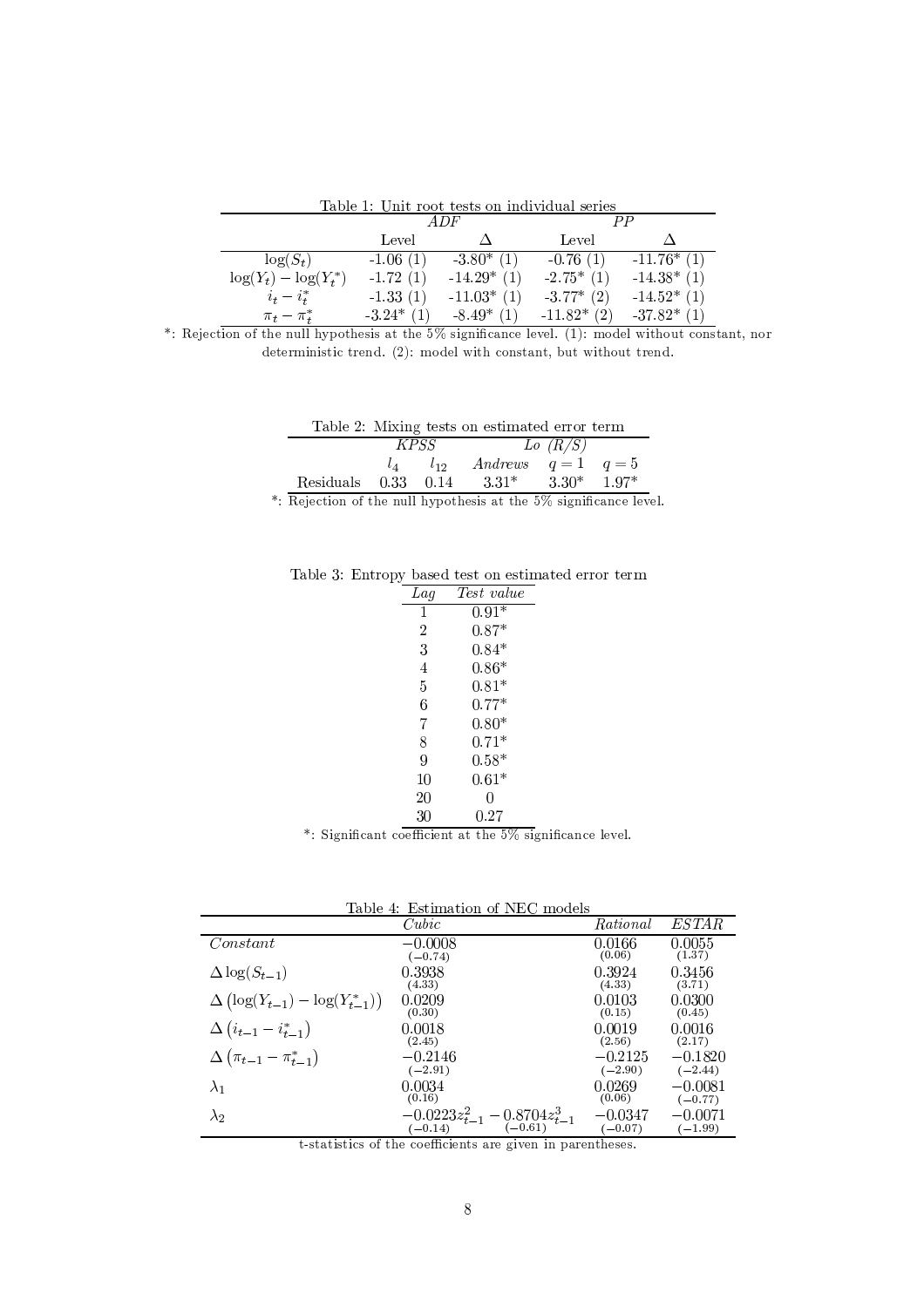Table 1: Unit root tests on individual series

| | *ADF* | | *PP* | |
|---|---|---|---|---|
| | Level | $\Delta$ | Level | $\Delta$ |
| $\log(S_t)$ | -1.06 (1) | -3.80* (1) | -0.76 (1) | -11.76* (1) |
| $\log(Y_t) - \log(Y_t^*)$ | -1.72 (1) | -14.29* (1) | -2.75* (1) | -14.38* (1) |
| $i_t - i_t^*$ | -1.33 (1) | -11.03* (1) | -3.77* (2) | -14.52* (1) |
| $\pi_t - \pi_t^*$ | -3.24* (1) | -8.49* (1) | -11.82* (2) | -37.82* (1) |

*: Rejection of the null hypothesis at the 5% significance level. (1): model without constant, nor deterministic trend. (2): model with constant, but without trend.

Table 2: Mixing tests on estimated error term

| | *KPSS* | | *Lo (R/S)* | | |
|---|---|---|---|---|---|
| | $l_4$ | $l_{12}$ | *Andrews* | $q = 1$ | $q = 5$ |
| Residuals | 0.33 | 0.14 | 3.31* | 3.30* | 1.97* |

*: Rejection of the null hypothesis at the 5% significance level.

Table 3: Entropy based test on estimated error term

| *Lag* | *Test value* |
|---|---|
| 1 | 0.91* |
| 2 | 0.87* |
| 3 | 0.84* |
| 4 | 0.86* |
| 5 | 0.81* |
| 6 | 0.77* |
| 7 | 0.80* |
| 8 | 0.71* |
| 9 | 0.58* |
| 10 | 0.61* |
| 20 | 0 |
| 30 | 0.27 |

*: Significant coefficient at the 5% significance level.

Table 4: Estimation of NEC models

| | *Cubic* | *Rational* | *ESTAR* |
|---|---|---|---|
| *Constant* | $-0.0008$ $(-0.74)$ | 0.0166 (0.06) | 0.0055 (1.37) |
| $\Delta \log(S_{t-1})$ | 0.3938 (4.33) | 0.3924 (4.33) | 0.3456 (3.71) |
| $\Delta \left(\log(Y_{t-1}) - \log(Y_{t-1}^*)\right)$ | 0.0209 (0.30) | 0.0103 (0.15) | 0.0300 (0.45) |
| $\Delta \left(i_{t-1} - i_{t-1}^*\right)$ | 0.0018 (2.45) | 0.0019 (2.56) | 0.0016 (2.17) |
| $\Delta \left(\pi_{t-1} - \pi_{t-1}^*\right)$ | $-0.2146$ $(-2.91)$ | $-0.2125$ $(-2.90)$ | $-0.1820$ $(-2.44)$ |
| $\lambda_1$ | 0.0034 (0.16) | 0.0269 (0.06) | $-0.0081$ $(-0.77)$ |
| $\lambda_2$ | $\underset{(-0.14)}{-0.0223} z_{t-1}^2 - \underset{(-0.61)}{0.8704} z_{t-1}^3$ | $-0.0347$ $(-0.07)$ | $-0.0071$ $(-1.99)$ |

t-statistics of the coefficients are given in parentheses.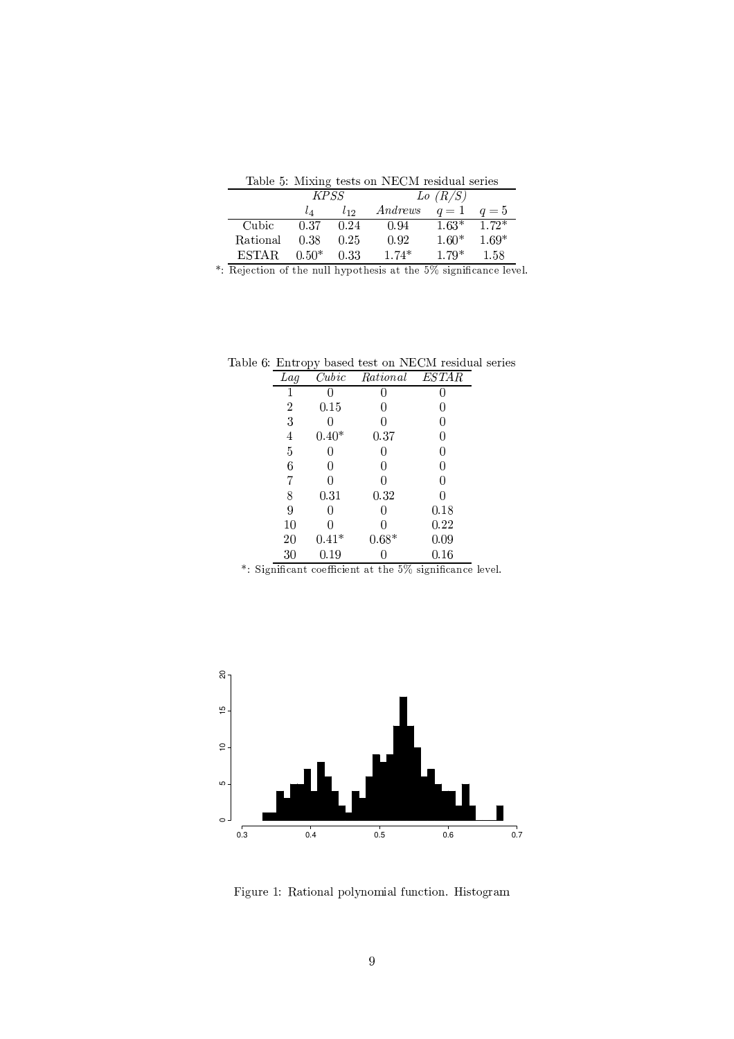Table 5: Mixing tests on NECM residual series

| | *KPSS* | | *Lo (R/S)* | | |
|---|---|---|---|---|---|
| | $l_4$ | $l_{12}$ | *Andrews* | $q = 1$ | $q = 5$ |
| Cubic | 0.37 | 0.24 | 0.94 | 1.63* | 1.72* |
| Rational | 0.38 | 0.25 | 0.92 | 1.60* | 1.69* |
| ESTAR | 0.50* | 0.33 | 1.74* | 1.79* | 1.58 |

*: Rejection of the null hypothesis at the 5% significance level.

Table 6: Entropy based test on NECM residual series

| *Lag* | *Cubic* | *Rational* | *ESTAR* |
|---|---|---|---|
| 1 | 0 | 0 | 0 |
| 2 | 0.15 | 0 | 0 |
| 3 | 0 | 0 | 0 |
| 4 | 0.40* | 0.37 | 0 |
| 5 | 0 | 0 | 0 |
| 6 | 0 | 0 | 0 |
| 7 | 0 | 0 | 0 |
| 8 | 0.31 | 0.32 | 0 |
| 9 | 0 | 0 | 0.18 |
| 10 | 0 | 0 | 0.22 |
| 20 | 0.41* | 0.68* | 0.09 |
| 30 | 0.19 | 0 | 0.16 |

*: Significant coefficient at the 5% significance level.

Figure 1: Rational polynomial function. Histogram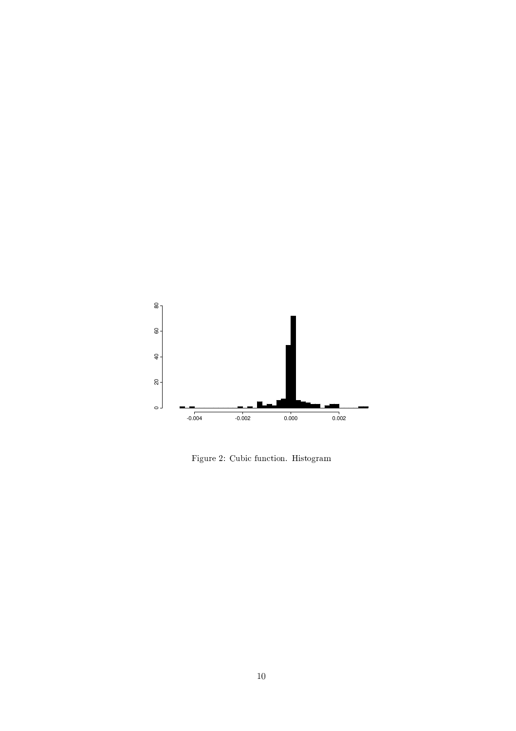80
60
40
20
0

-0.004
-0.002
0.000
0.002

Figure 2: Cubic function. Histogram